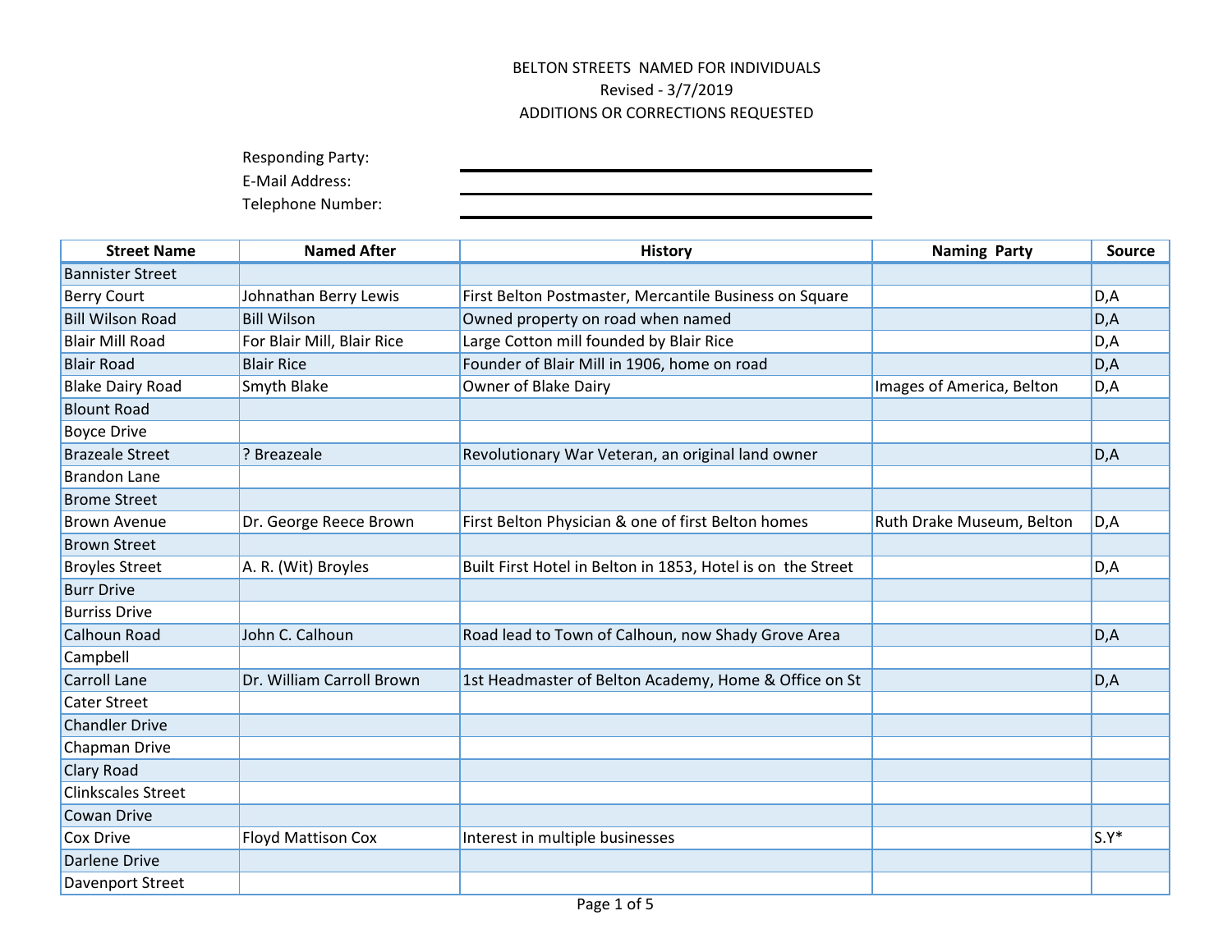BELTON STREETS NAMED FOR INDIVIDUALS
Revised - 3/7/2019
ADDITIONS OR CORRECTIONS REQUESTED

Responding Party: ______________________________

E-Mail Address: ______________________________

Telephone Number: ______________________________

| Street Name | Named After | History | Naming Party | Source |
|---|---|---|---|---|
| Bannister Street | | | | |
| Berry Court | Johnathan Berry Lewis | First Belton Postmaster, Mercantile Business on Square | | D,A |
| Bill Wilson Road | Bill Wilson | Owned property on road when named | | D,A |
| Blair Mill Road | For Blair Mill, Blair Rice | Large Cotton mill founded by Blair Rice | | D,A |
| Blair Road | Blair Rice | Founder of Blair Mill in 1906, home on road | | D,A |
| Blake Dairy Road | Smyth Blake | Owner of Blake Dairy | Images of America, Belton | D,A |
| Blount Road | | | | |
| Boyce Drive | | | | |
| Brazeale Street | ? Breazeale | Revolutionary War Veteran, an original land owner | | D,A |
| Brandon Lane | | | | |
| Brome Street | | | | |
| Brown Avenue | Dr. George Reece Brown | First Belton Physician & one of first Belton homes | Ruth Drake Museum, Belton | D,A |
| Brown Street | | | | |
| Broyles Street | A. R. (Wit) Broyles | Built First Hotel in Belton in 1853, Hotel is on the Street | | D,A |
| Burr Drive | | | | |
| Burriss Drive | | | | |
| Calhoun Road | John C. Calhoun | Road lead to Town of Calhoun, now Shady Grove Area | | D,A |
| Campbell | | | | |
| Carroll Lane | Dr. William Carroll Brown | 1st Headmaster of Belton Academy, Home & Office on St | | D,A |
| Cater Street | | | | |
| Chandler Drive | | | | |
| Chapman Drive | | | | |
| Clary Road | | | | |
| Clinkscales Street | | | | |
| Cowan Drive | | | | |
| Cox Drive | Floyd Mattison Cox | Interest in multiple businesses | | S.Y* |
| Darlene Drive | | | | |
| Davenport Street | | | | |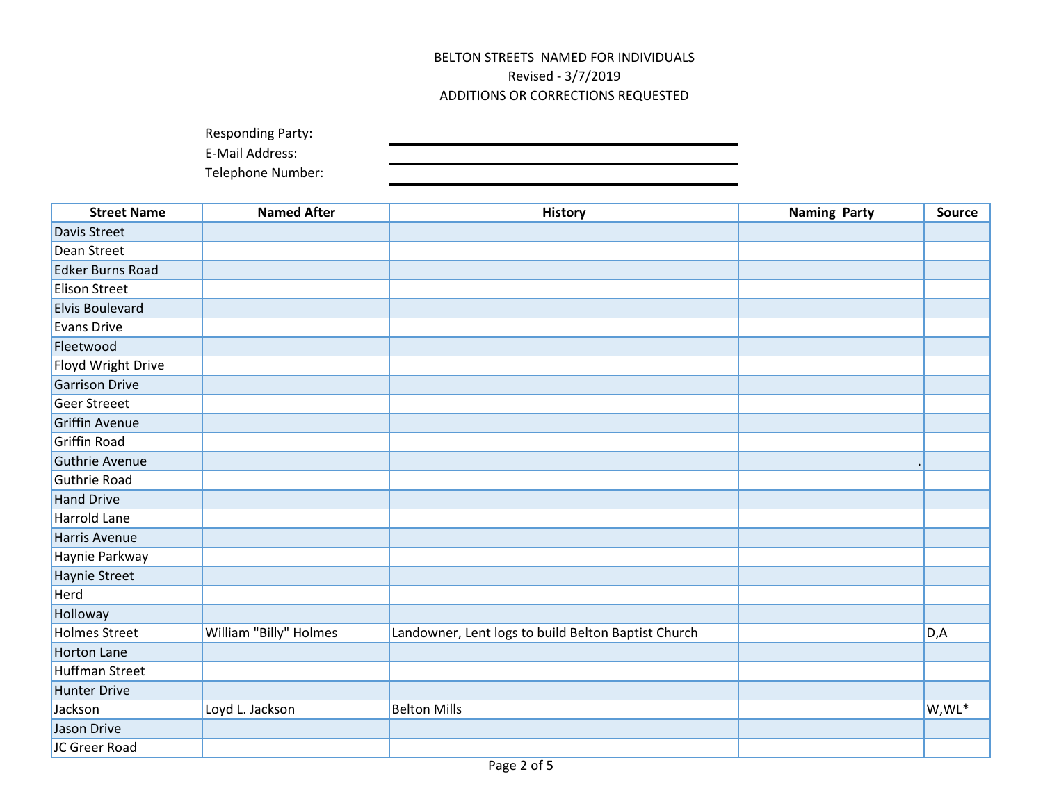BELTON STREETS NAMED FOR INDIVIDUALS
Revised - 3/7/2019
ADDITIONS OR CORRECTIONS REQUESTED

Responding Party: ______________________

E-Mail Address: ______________________

Telephone Number: ______________________

| Street Name | Named After | History | Naming Party | Source |
|---|---|---|---|---|
| Davis Street | | | | |
| Dean Street | | | | |
| Edker Burns Road | | | | |
| Elison Street | | | | |
| Elvis Boulevard | | | | |
| Evans Drive | | | | |
| Fleetwood | | | | |
| Floyd Wright Drive | | | | |
| Garrison Drive | | | | |
| Geer Streeet | | | | |
| Griffin Avenue | | | | |
| Griffin Road | | | | |
| Guthrie Avenue | | | . | |
| Guthrie Road | | | | |
| Hand Drive | | | | |
| Harrold Lane | | | | |
| Harris Avenue | | | | |
| Haynie Parkway | | | | |
| Haynie Street | | | | |
| Herd | | | | |
| Holloway | | | | |
| Holmes Street | William "Billy" Holmes | Landowner, Lent logs to build Belton Baptist Church | | D,A |
| Horton Lane | | | | |
| Huffman Street | | | | |
| Hunter Drive | | | | |
| Jackson | Loyd L. Jackson | Belton Mills | | W,WL* |
| Jason Drive | | | | |
| JC Greer Road | | | | |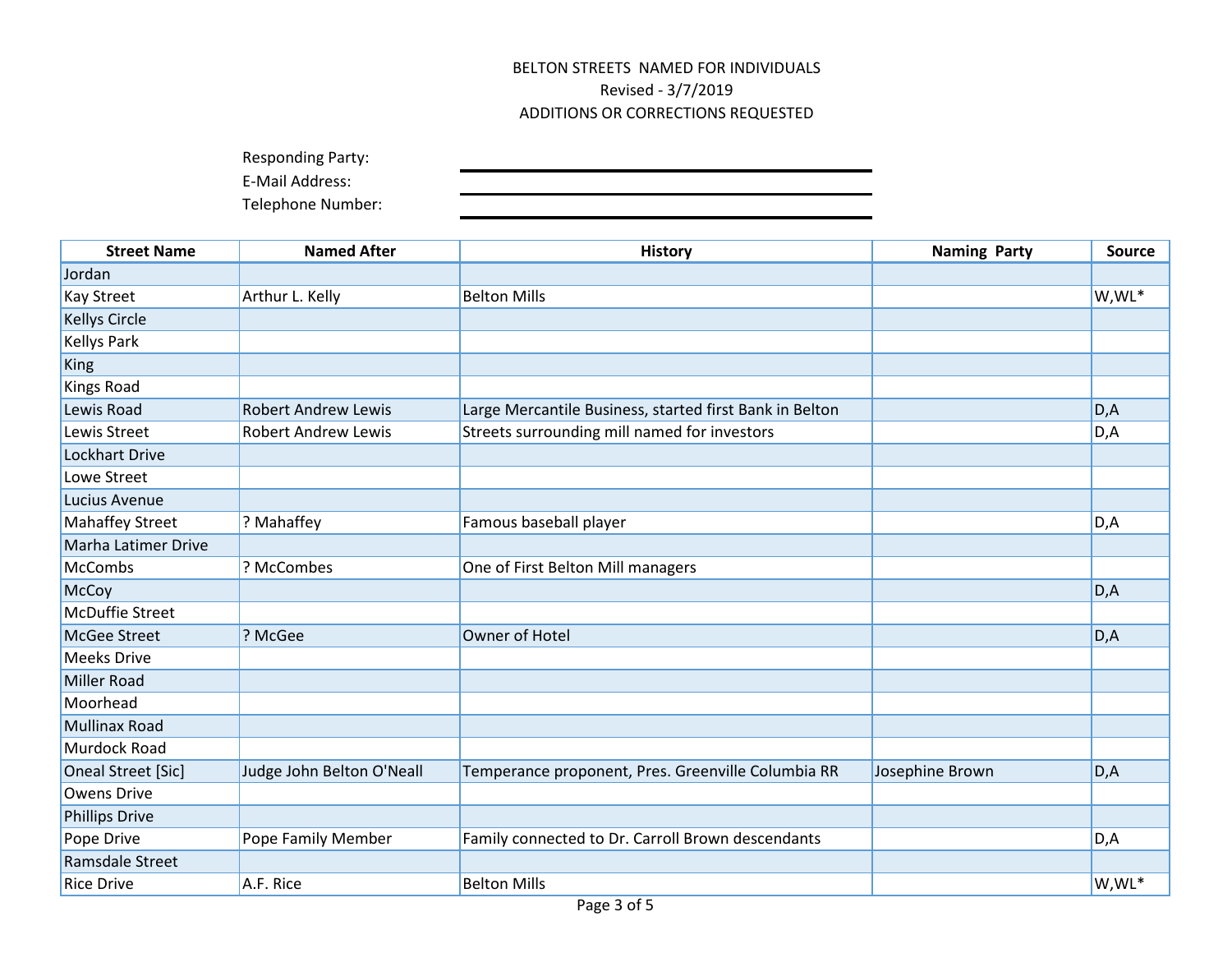BELTON STREETS NAMED FOR INDIVIDUALS
Revised - 3/7/2019
ADDITIONS OR CORRECTIONS REQUESTED

Responding Party: ______________________

E-Mail Address: ______________________

Telephone Number: ______________________

| Street Name | Named After | History | Naming Party | Source |
|---|---|---|---|---|
| Jordan | | | | |
| Kay Street | Arthur L. Kelly | Belton Mills | | W,WL* |
| Kellys Circle | | | | |
| Kellys Park | | | | |
| King | | | | |
| Kings Road | | | | |
| Lewis Road | Robert Andrew Lewis | Large Mercantile Business, started first Bank in Belton | | D,A |
| Lewis Street | Robert Andrew Lewis | Streets surrounding mill named for investors | | D,A |
| Lockhart Drive | | | | |
| Lowe Street | | | | |
| Lucius Avenue | | | | |
| Mahaffey Street | ? Mahaffey | Famous baseball player | | D,A |
| Marha Latimer Drive | | | | |
| McCombs | ? McCombes | One of First Belton Mill managers | | |
| McCoy | | | | D,A |
| McDuffie Street | | | | |
| McGee Street | ? McGee | Owner of Hotel | | D,A |
| Meeks Drive | | | | |
| Miller Road | | | | |
| Moorhead | | | | |
| Mullinax Road | | | | |
| Murdock Road | | | | |
| Oneal Street [Sic] | Judge John Belton O'Neall | Temperance proponent, Pres. Greenville Columbia RR | Josephine Brown | D,A |
| Owens Drive | | | | |
| Phillips Drive | | | | |
| Pope Drive | Pope Family Member | Family connected to Dr. Carroll Brown descendants | | D,A |
| Ramsdale Street | | | | |
| Rice Drive | A.F. Rice | Belton Mills | | W,WL* |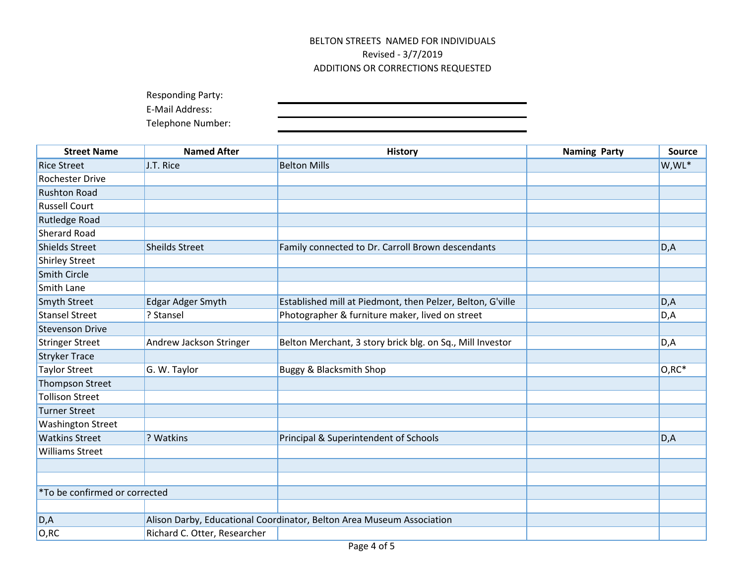BELTON STREETS NAMED FOR INDIVIDUALS

Revised - 3/7/2019

ADDITIONS OR CORRECTIONS REQUESTED

Responding Party: \_\_\_\_\_\_\_\_\_\_\_\_\_\_\_\_\_\_\_\_

E-Mail Address: \_\_\_\_\_\_\_\_\_\_\_\_\_\_\_\_\_\_\_\_

Telephone Number: \_\_\_\_\_\_\_\_\_\_\_\_\_\_\_\_\_\_\_\_

| Street Name | Named After | History | Naming Party | Source |
|---|---|---|---|---|
| Rice Street | J.T. Rice | Belton Mills | | W,WL* |
| Rochester Drive | | | | |
| Rushton Road | | | | |
| Russell Court | | | | |
| Rutledge Road | | | | |
| Sherard Road | | | | |
| Shields Street | Sheilds Street | Family connected to Dr. Carroll Brown descendants | | D,A |
| Shirley Street | | | | |
| Smith Circle | | | | |
| Smith Lane | | | | |
| Smyth Street | Edgar Adger Smyth | Established mill at Piedmont, then Pelzer, Belton, G'ville | | D,A |
| Stansel Street | ? Stansel | Photographer & furniture maker, lived on street | | D,A |
| Stevenson Drive | | | | |
| Stringer Street | Andrew Jackson Stringer | Belton Merchant, 3 story brick blg. on Sq., Mill Investor | | D,A |
| Stryker Trace | | | | |
| Taylor Street | G. W. Taylor | Buggy & Blacksmith Shop | | O,RC* |
| Thompson Street | | | | |
| Tollison Street | | | | |
| Turner Street | | | | |
| Washington Street | | | | |
| Watkins Street | ? Watkins | Principal & Superintendent of Schools | | D,A |
| Williams Street | | | | |
| | | | | |
| | | | | |
| *To be confirmed or corrected | | | | |
| | | | | |
| D,A | Alison Darby, Educational Coordinator, Belton Area Museum Association | | | |
| O,RC | Richard C. Otter, Researcher | | | |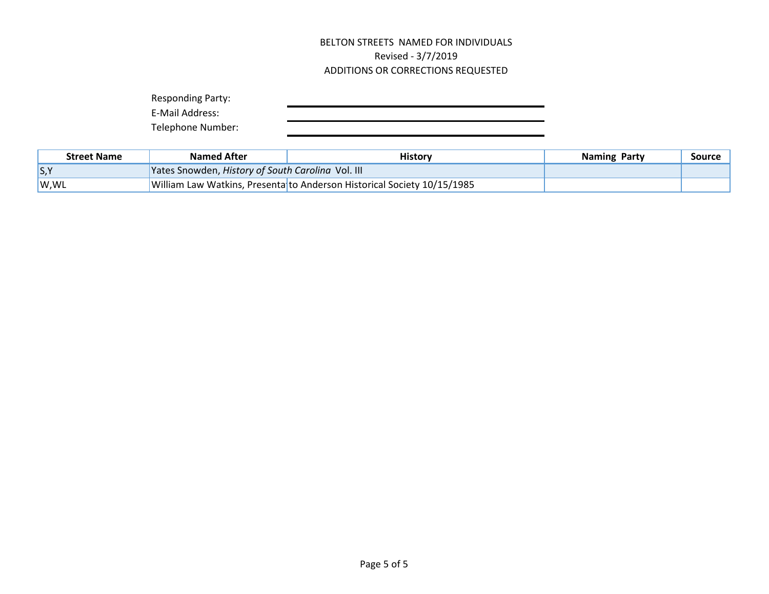BELTON STREETS NAMED FOR INDIVIDUALS

Revised - 3/7/2019

ADDITIONS OR CORRECTIONS REQUESTED

Responding Party:

E-Mail Address:

Telephone Number:

| Street Name | Named After | History | Naming Party | Source |
|---|---|---|---|---|
| S,Y | Yates Snowden, *History of South Carolina* Vol. III | | | |
| W,WL | William Law Watkins, Presenta | to Anderson Historical Society 10/15/1985 | | |